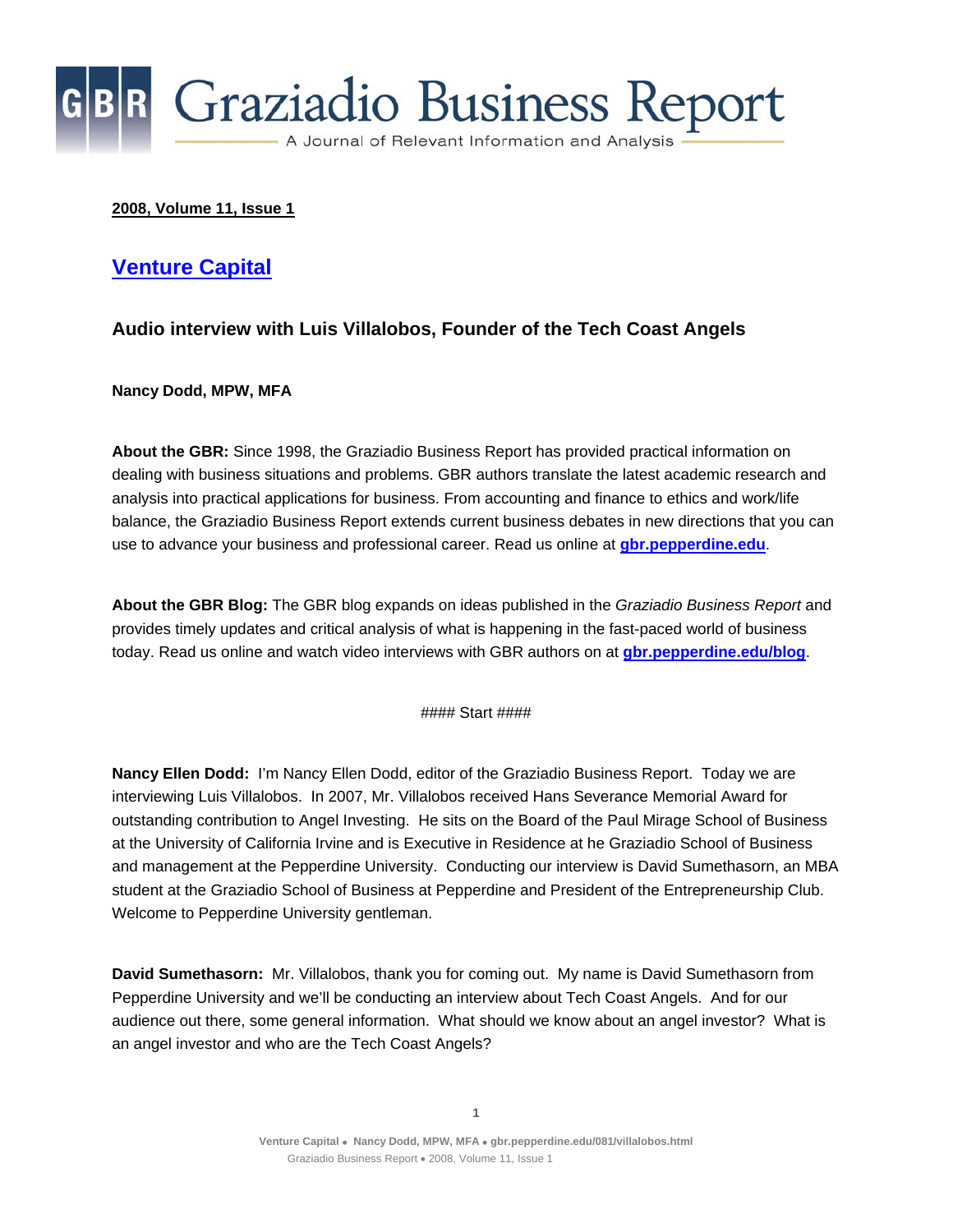# Graziadio Business Report

A Journal of Relevant Information and Analysis

**2008, Volume 11, Issue 1**

## Venture Capital

### Audio interview with Luis Villalobos, Founder of the Tech Coast Angels

**Nancy Dodd, MPW, MFA**

**About the GBR:** Since 1998, the Graziadio Business Report has provided practical information on dealing with business situations and problems. GBR authors translate the latest academic research and analysis into practical applications for business. From accounting and finance to ethics and work/life balance, the Graziadio Business Report extends current business debates in new directions that you can use to advance your business and professional career. Read us online at **gbr.pepperdine.edu**.

**About the GBR Blog:** The GBR blog expands on ideas published in the *Graziadio Business Report* and provides timely updates and critical analysis of what is happening in the fast-paced world of business today. Read us online and watch video interviews with GBR authors on at **gbr.pepperdine.edu/blog**.

#### Start ####

**Nancy Ellen Dodd:** I'm Nancy Ellen Dodd, editor of the Graziadio Business Report. Today we are interviewing Luis Villalobos. In 2007, Mr. Villalobos received Hans Severance Memorial Award for outstanding contribution to Angel Investing. He sits on the Board of the Paul Mirage School of Business at the University of California Irvine and is Executive in Residence at he Graziadio School of Business and management at the Pepperdine University. Conducting our interview is David Sumethasorn, an MBA student at the Graziadio School of Business at Pepperdine and President of the Entrepreneurship Club. Welcome to Pepperdine University gentleman.

**David Sumethasorn:** Mr. Villalobos, thank you for coming out. My name is David Sumethasorn from Pepperdine University and we'll be conducting an interview about Tech Coast Angels. And for our audience out there, some general information. What should we know about an angel investor? What is an angel investor and who are the Tech Coast Angels?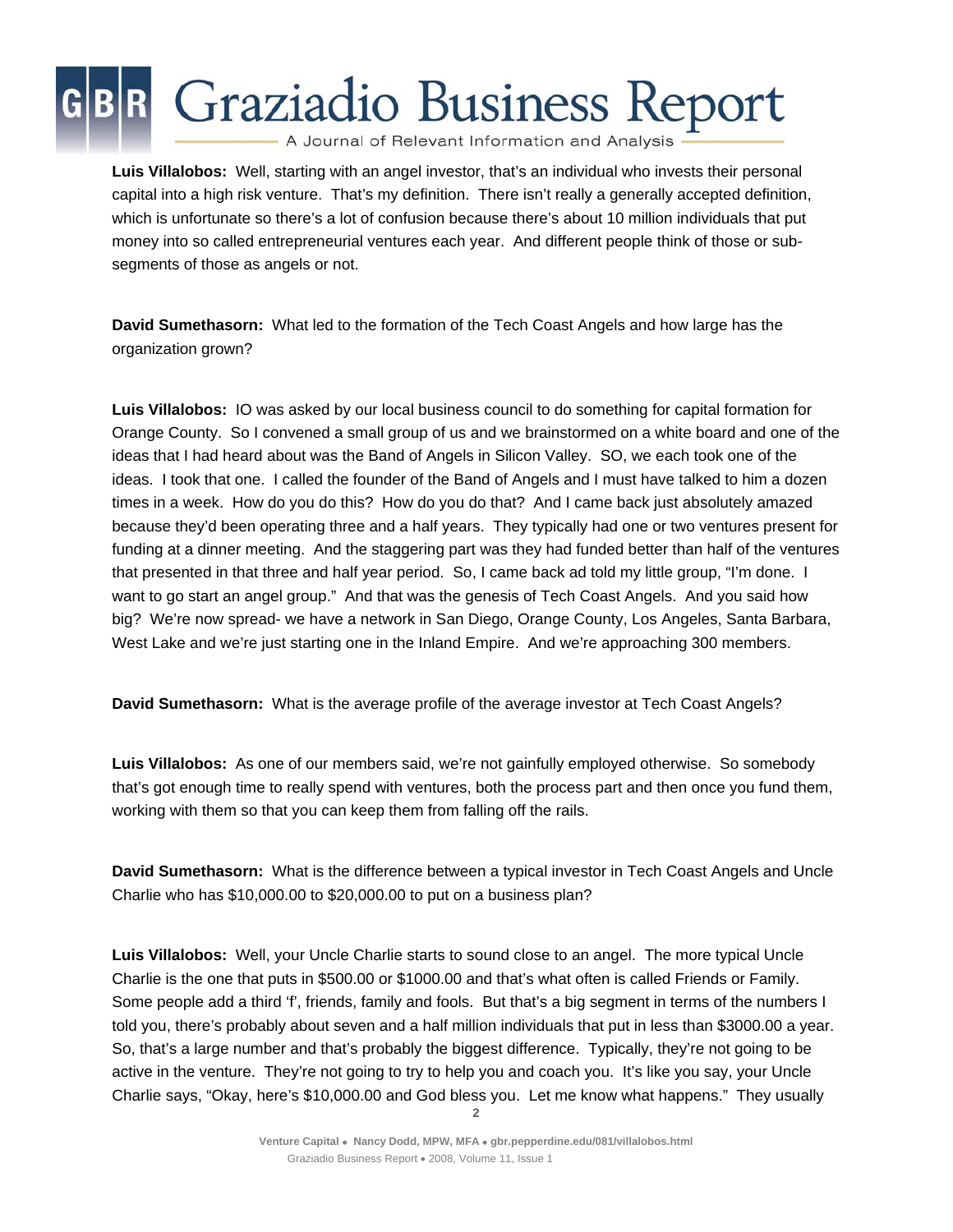**Luis Villalobos:** Well, starting with an angel investor, that's an individual who invests their personal capital into a high risk venture. That's my definition. There isn't really a generally accepted definition, which is unfortunate so there's a lot of confusion because there's about 10 million individuals that put money into so called entrepreneurial ventures each year. And different people think of those or sub-segments of those as angels or not.

**David Sumethasorn:** What led to the formation of the Tech Coast Angels and how large has the organization grown?

**Luis Villalobos:** IO was asked by our local business council to do something for capital formation for Orange County. So I convened a small group of us and we brainstormed on a white board and one of the ideas that I had heard about was the Band of Angels in Silicon Valley. SO, we each took one of the ideas. I took that one. I called the founder of the Band of Angels and I must have talked to him a dozen times in a week. How do you do this? How do you do that? And I came back just absolutely amazed because they'd been operating three and a half years. They typically had one or two ventures present for funding at a dinner meeting. And the staggering part was they had funded better than half of the ventures that presented in that three and half year period. So, I came back ad told my little group, "I'm done. I want to go start an angel group." And that was the genesis of Tech Coast Angels. And you said how big? We're now spread- we have a network in San Diego, Orange County, Los Angeles, Santa Barbara, West Lake and we're just starting one in the Inland Empire. And we're approaching 300 members.

**David Sumethasorn:** What is the average profile of the average investor at Tech Coast Angels?

**Luis Villalobos:** As one of our members said, we're not gainfully employed otherwise. So somebody that's got enough time to really spend with ventures, both the process part and then once you fund them, working with them so that you can keep them from falling off the rails.

**David Sumethasorn:** What is the difference between a typical investor in Tech Coast Angels and Uncle Charlie who has $10,000.00 to $20,000.00 to put on a business plan?

**Luis Villalobos:** Well, your Uncle Charlie starts to sound close to an angel. The more typical Uncle Charlie is the one that puts in $500.00 or $1000.00 and that's what often is called Friends or Family. Some people add a third 'f', friends, family and fools. But that's a big segment in terms of the numbers I told you, there's probably about seven and a half million individuals that put in less than $3000.00 a year. So, that's a large number and that's probably the biggest difference. Typically, they're not going to be active in the venture. They're not going to try to help you and coach you. It's like you say, your Uncle Charlie says, "Okay, here's $10,000.00 and God bless you. Let me know what happens." They usually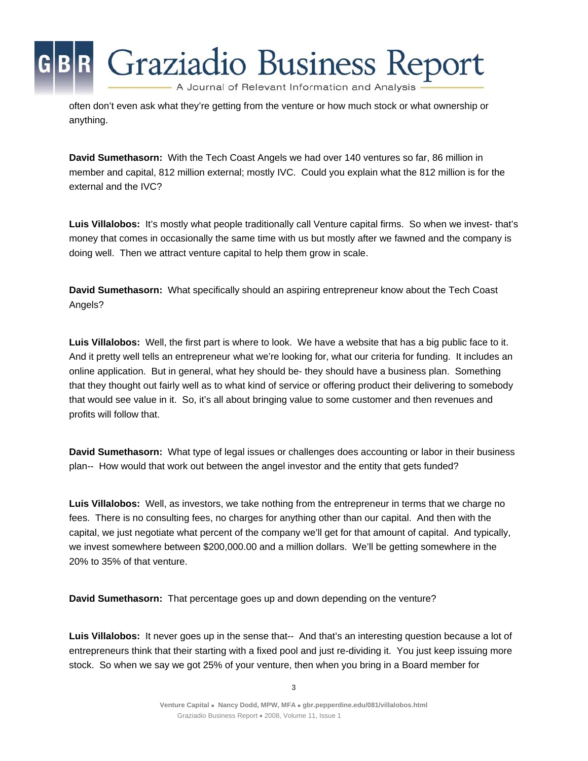often don't even ask what they're getting from the venture or how much stock or what ownership or anything.

**David Sumethasorn:** With the Tech Coast Angels we had over 140 ventures so far, 86 million in member and capital, 812 million external; mostly IVC. Could you explain what the 812 million is for the external and the IVC?

**Luis Villalobos:** It's mostly what people traditionally call Venture capital firms. So when we invest- that's money that comes in occasionally the same time with us but mostly after we fawned and the company is doing well. Then we attract venture capital to help them grow in scale.

**David Sumethasorn:** What specifically should an aspiring entrepreneur know about the Tech Coast Angels?

**Luis Villalobos:** Well, the first part is where to look. We have a website that has a big public face to it. And it pretty well tells an entrepreneur what we're looking for, what our criteria for funding. It includes an online application. But in general, what hey should be- they should have a business plan. Something that they thought out fairly well as to what kind of service or offering product their delivering to somebody that would see value in it. So, it's all about bringing value to some customer and then revenues and profits will follow that.

**David Sumethasorn:** What type of legal issues or challenges does accounting or labor in their business plan-- How would that work out between the angel investor and the entity that gets funded?

**Luis Villalobos:** Well, as investors, we take nothing from the entrepreneur in terms that we charge no fees. There is no consulting fees, no charges for anything other than our capital. And then with the capital, we just negotiate what percent of the company we'll get for that amount of capital. And typically, we invest somewhere between $200,000.00 and a million dollars. We'll be getting somewhere in the 20% to 35% of that venture.

**David Sumethasorn:** That percentage goes up and down depending on the venture?

**Luis Villalobos:** It never goes up in the sense that-- And that's an interesting question because a lot of entrepreneurs think that their starting with a fixed pool and just re-dividing it. You just keep issuing more stock. So when we say we got 25% of your venture, then when you bring in a Board member for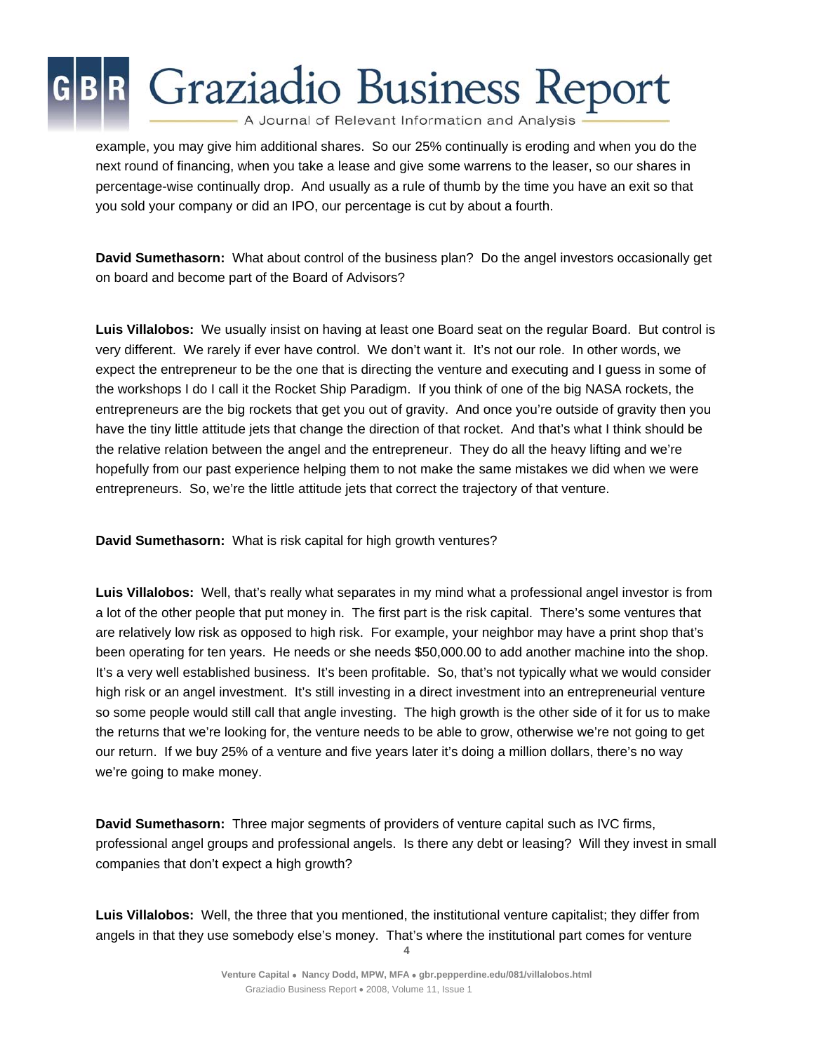example, you may give him additional shares. So our 25% continually is eroding and when you do the next round of financing, when you take a lease and give some warrens to the leaser, so our shares in percentage-wise continually drop. And usually as a rule of thumb by the time you have an exit so that you sold your company or did an IPO, our percentage is cut by about a fourth.

**David Sumethasorn:** What about control of the business plan? Do the angel investors occasionally get on board and become part of the Board of Advisors?

**Luis Villalobos:** We usually insist on having at least one Board seat on the regular Board. But control is very different. We rarely if ever have control. We don't want it. It's not our role. In other words, we expect the entrepreneur to be the one that is directing the venture and executing and I guess in some of the workshops I do I call it the Rocket Ship Paradigm. If you think of one of the big NASA rockets, the entrepreneurs are the big rockets that get you out of gravity. And once you're outside of gravity then you have the tiny little attitude jets that change the direction of that rocket. And that's what I think should be the relative relation between the angel and the entrepreneur. They do all the heavy lifting and we're hopefully from our past experience helping them to not make the same mistakes we did when we were entrepreneurs. So, we're the little attitude jets that correct the trajectory of that venture.

**David Sumethasorn:** What is risk capital for high growth ventures?

**Luis Villalobos:** Well, that's really what separates in my mind what a professional angel investor is from a lot of the other people that put money in. The first part is the risk capital. There's some ventures that are relatively low risk as opposed to high risk. For example, your neighbor may have a print shop that's been operating for ten years. He needs or she needs $50,000.00 to add another machine into the shop. It's a very well established business. It's been profitable. So, that's not typically what we would consider high risk or an angel investment. It's still investing in a direct investment into an entrepreneurial venture so some people would still call that angle investing. The high growth is the other side of it for us to make the returns that we're looking for, the venture needs to be able to grow, otherwise we're not going to get our return. If we buy 25% of a venture and five years later it's doing a million dollars, there's no way we're going to make money.

**David Sumethasorn:** Three major segments of providers of venture capital such as IVC firms, professional angel groups and professional angels. Is there any debt or leasing? Will they invest in small companies that don't expect a high growth?

**Luis Villalobos:** Well, the three that you mentioned, the institutional venture capitalist; they differ from angels in that they use somebody else's money. That's where the institutional part comes for venture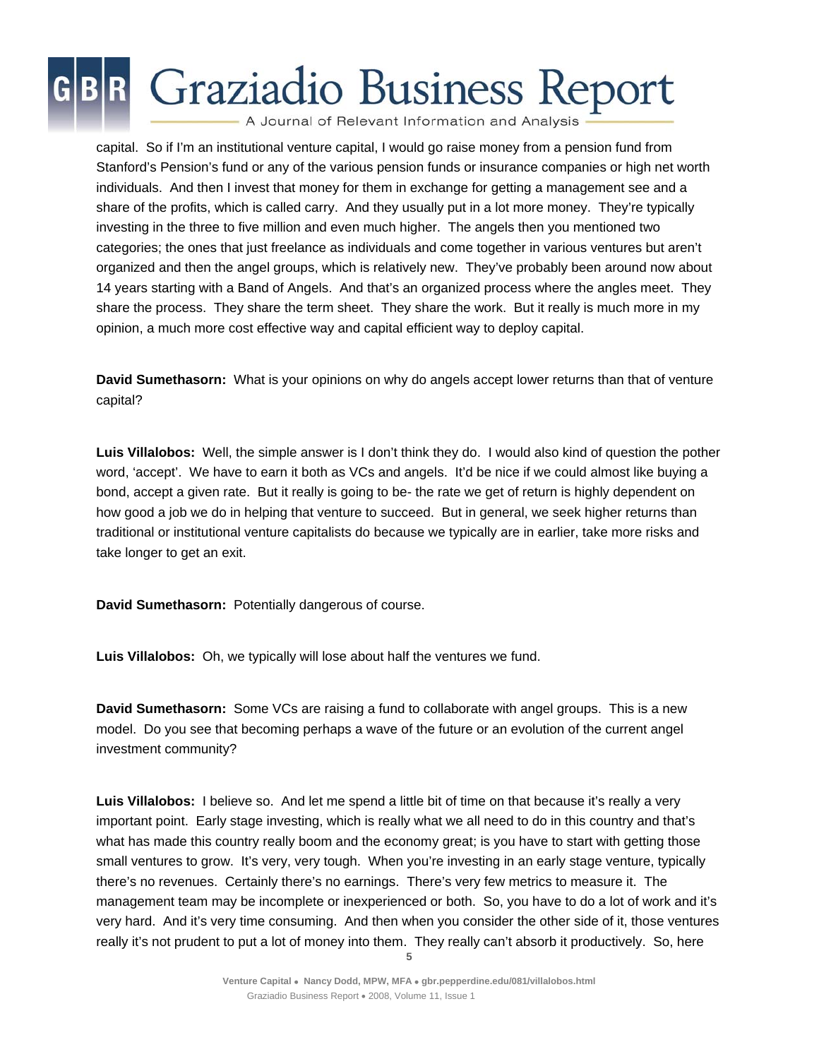capital. So if I'm an institutional venture capital, I would go raise money from a pension fund from Stanford's Pension's fund or any of the various pension funds or insurance companies or high net worth individuals. And then I invest that money for them in exchange for getting a management see and a share of the profits, which is called carry. And they usually put in a lot more money. They're typically investing in the three to five million and even much higher. The angels then you mentioned two categories; the ones that just freelance as individuals and come together in various ventures but aren't organized and then the angel groups, which is relatively new. They've probably been around now about 14 years starting with a Band of Angels. And that's an organized process where the angles meet. They share the process. They share the term sheet. They share the work. But it really is much more in my opinion, a much more cost effective way and capital efficient way to deploy capital.

**David Sumethasorn:** What is your opinions on why do angels accept lower returns than that of venture capital?

**Luis Villalobos:** Well, the simple answer is I don't think they do. I would also kind of question the pother word, 'accept'. We have to earn it both as VCs and angels. It'd be nice if we could almost like buying a bond, accept a given rate. But it really is going to be- the rate we get of return is highly dependent on how good a job we do in helping that venture to succeed. But in general, we seek higher returns than traditional or institutional venture capitalists do because we typically are in earlier, take more risks and take longer to get an exit.

**David Sumethasorn:** Potentially dangerous of course.

**Luis Villalobos:** Oh, we typically will lose about half the ventures we fund.

**David Sumethasorn:** Some VCs are raising a fund to collaborate with angel groups. This is a new model. Do you see that becoming perhaps a wave of the future or an evolution of the current angel investment community?

**Luis Villalobos:** I believe so. And let me spend a little bit of time on that because it's really a very important point. Early stage investing, which is really what we all need to do in this country and that's what has made this country really boom and the economy great; is you have to start with getting those small ventures to grow. It's very, very tough. When you're investing in an early stage venture, typically there's no revenues. Certainly there's no earnings. There's very few metrics to measure it. The management team may be incomplete or inexperienced or both. So, you have to do a lot of work and it's very hard. And it's very time consuming. And then when you consider the other side of it, those ventures really it's not prudent to put a lot of money into them. They really can't absorb it productively. So, here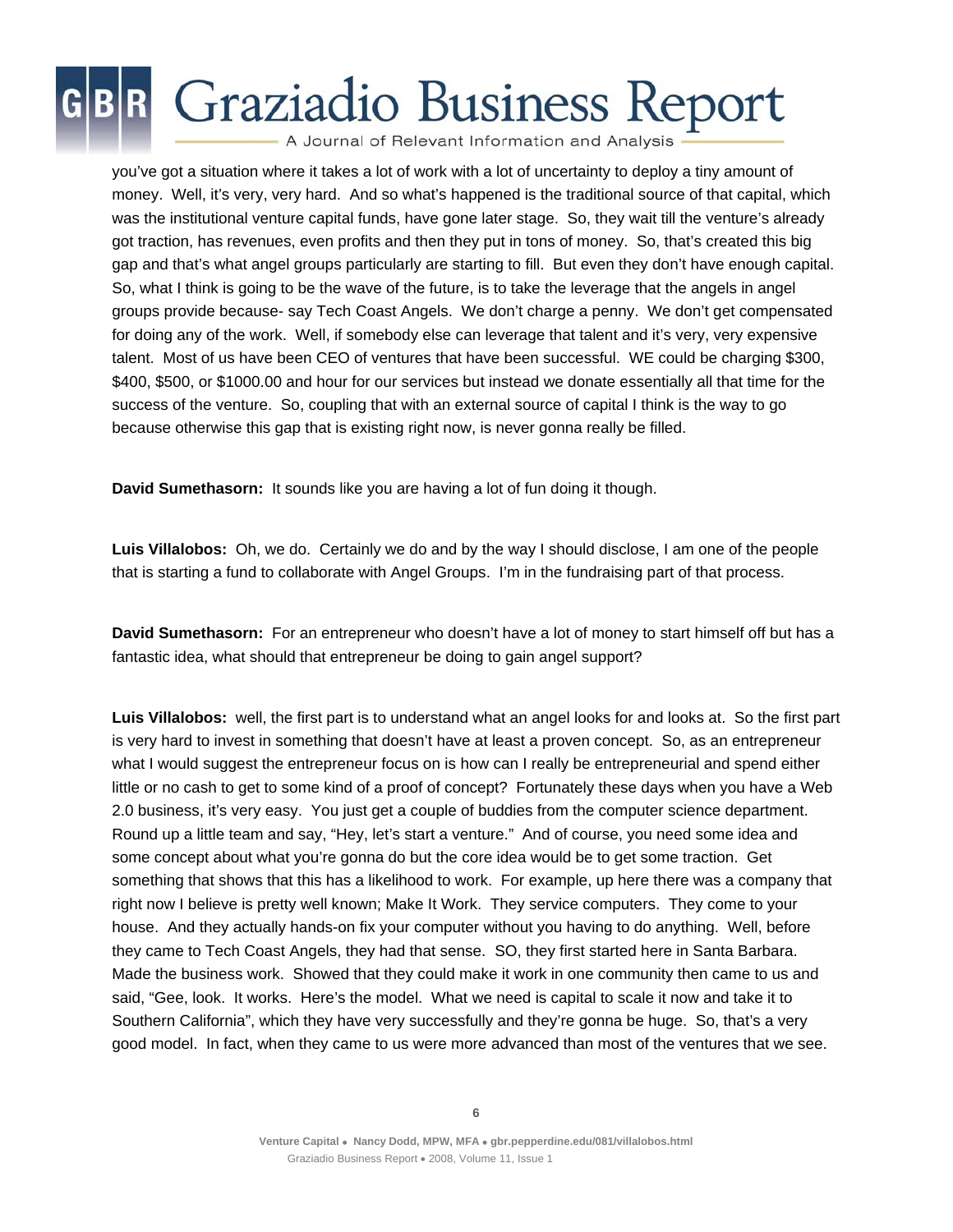you've got a situation where it takes a lot of work with a lot of uncertainty to deploy a tiny amount of money. Well, it's very, very hard. And so what's happened is the traditional source of that capital, which was the institutional venture capital funds, have gone later stage. So, they wait till the venture's already got traction, has revenues, even profits and then they put in tons of money. So, that's created this big gap and that's what angel groups particularly are starting to fill. But even they don't have enough capital. So, what I think is going to be the wave of the future, is to take the leverage that the angels in angel groups provide because- say Tech Coast Angels. We don't charge a penny. We don't get compensated for doing any of the work. Well, if somebody else can leverage that talent and it's very, very expensive talent. Most of us have been CEO of ventures that have been successful. WE could be charging $300, $400, $500, or $1000.00 and hour for our services but instead we donate essentially all that time for the success of the venture. So, coupling that with an external source of capital I think is the way to go because otherwise this gap that is existing right now, is never gonna really be filled.

**David Sumethasorn:** It sounds like you are having a lot of fun doing it though.

**Luis Villalobos:** Oh, we do. Certainly we do and by the way I should disclose, I am one of the people that is starting a fund to collaborate with Angel Groups. I'm in the fundraising part of that process.

**David Sumethasorn:** For an entrepreneur who doesn't have a lot of money to start himself off but has a fantastic idea, what should that entrepreneur be doing to gain angel support?

**Luis Villalobos:** well, the first part is to understand what an angel looks for and looks at. So the first part is very hard to invest in something that doesn't have at least a proven concept. So, as an entrepreneur what I would suggest the entrepreneur focus on is how can I really be entrepreneurial and spend either little or no cash to get to some kind of a proof of concept? Fortunately these days when you have a Web 2.0 business, it's very easy. You just get a couple of buddies from the computer science department. Round up a little team and say, "Hey, let's start a venture." And of course, you need some idea and some concept about what you're gonna do but the core idea would be to get some traction. Get something that shows that this has a likelihood to work. For example, up here there was a company that right now I believe is pretty well known; Make It Work. They service computers. They come to your house. And they actually hands-on fix your computer without you having to do anything. Well, before they came to Tech Coast Angels, they had that sense. SO, they first started here in Santa Barbara. Made the business work. Showed that they could make it work in one community then came to us and said, "Gee, look. It works. Here's the model. What we need is capital to scale it now and take it to Southern California", which they have very successfully and they're gonna be huge. So, that's a very good model. In fact, when they came to us were more advanced than most of the ventures that we see.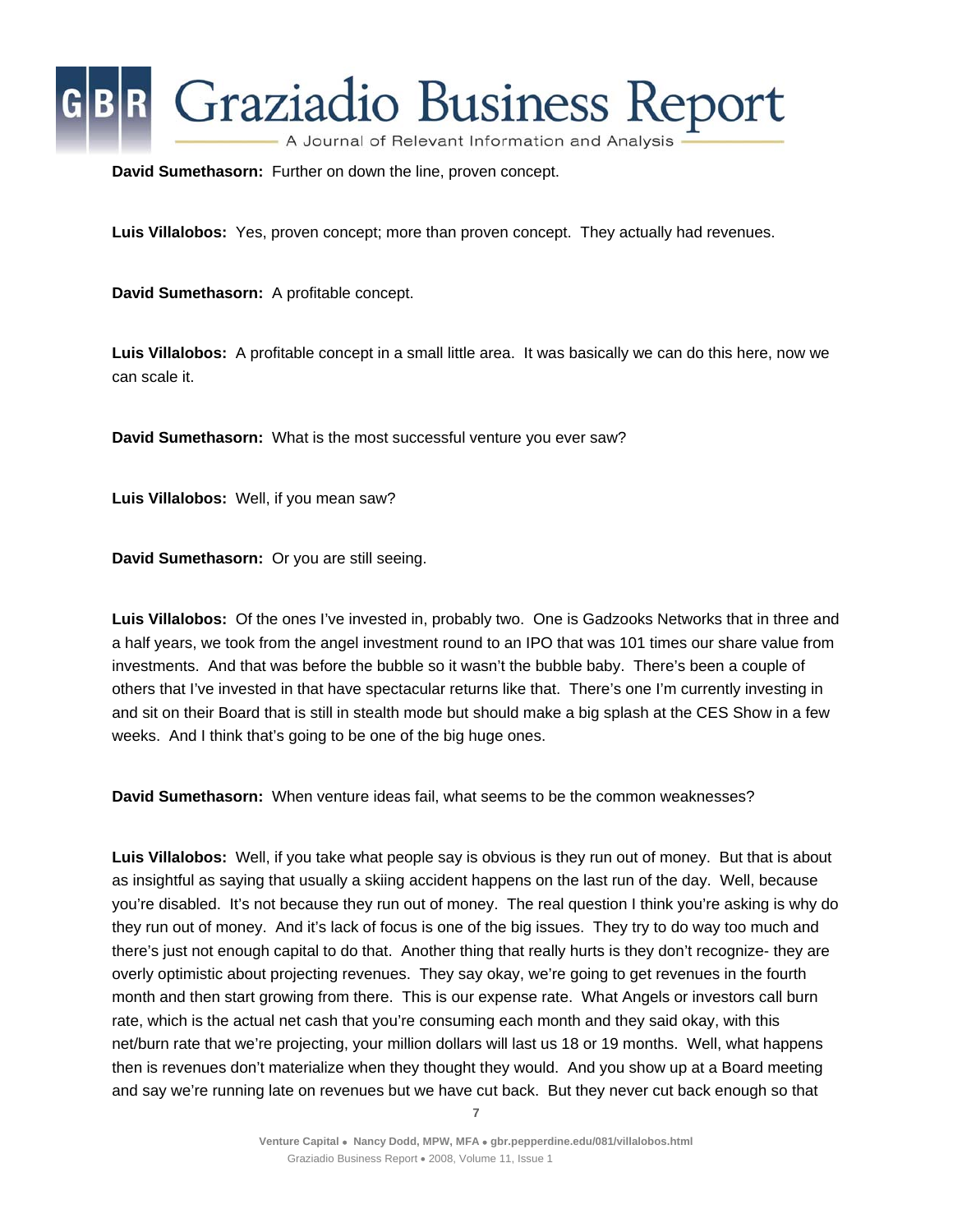**David Sumethasorn:** Further on down the line, proven concept.

**Luis Villalobos:** Yes, proven concept; more than proven concept. They actually had revenues.

**David Sumethasorn:** A profitable concept.

**Luis Villalobos:** A profitable concept in a small little area. It was basically we can do this here, now we can scale it.

**David Sumethasorn:** What is the most successful venture you ever saw?

**Luis Villalobos:** Well, if you mean saw?

**David Sumethasorn:** Or you are still seeing.

**Luis Villalobos:** Of the ones I've invested in, probably two. One is Gadzooks Networks that in three and a half years, we took from the angel investment round to an IPO that was 101 times our share value from investments. And that was before the bubble so it wasn't the bubble baby. There's been a couple of others that I've invested in that have spectacular returns like that. There's one I'm currently investing in and sit on their Board that is still in stealth mode but should make a big splash at the CES Show in a few weeks. And I think that's going to be one of the big huge ones.

**David Sumethasorn:** When venture ideas fail, what seems to be the common weaknesses?

**Luis Villalobos:** Well, if you take what people say is obvious is they run out of money. But that is about as insightful as saying that usually a skiing accident happens on the last run of the day. Well, because you're disabled. It's not because they run out of money. The real question I think you're asking is why do they run out of money. And it's lack of focus is one of the big issues. They try to do way too much and there's just not enough capital to do that. Another thing that really hurts is they don't recognize- they are overly optimistic about projecting revenues. They say okay, we're going to get revenues in the fourth month and then start growing from there. This is our expense rate. What Angels or investors call burn rate, which is the actual net cash that you're consuming each month and they said okay, with this net/burn rate that we're projecting, your million dollars will last us 18 or 19 months. Well, what happens then is revenues don't materialize when they thought they would. And you show up at a Board meeting and say we're running late on revenues but we have cut back. But they never cut back enough so that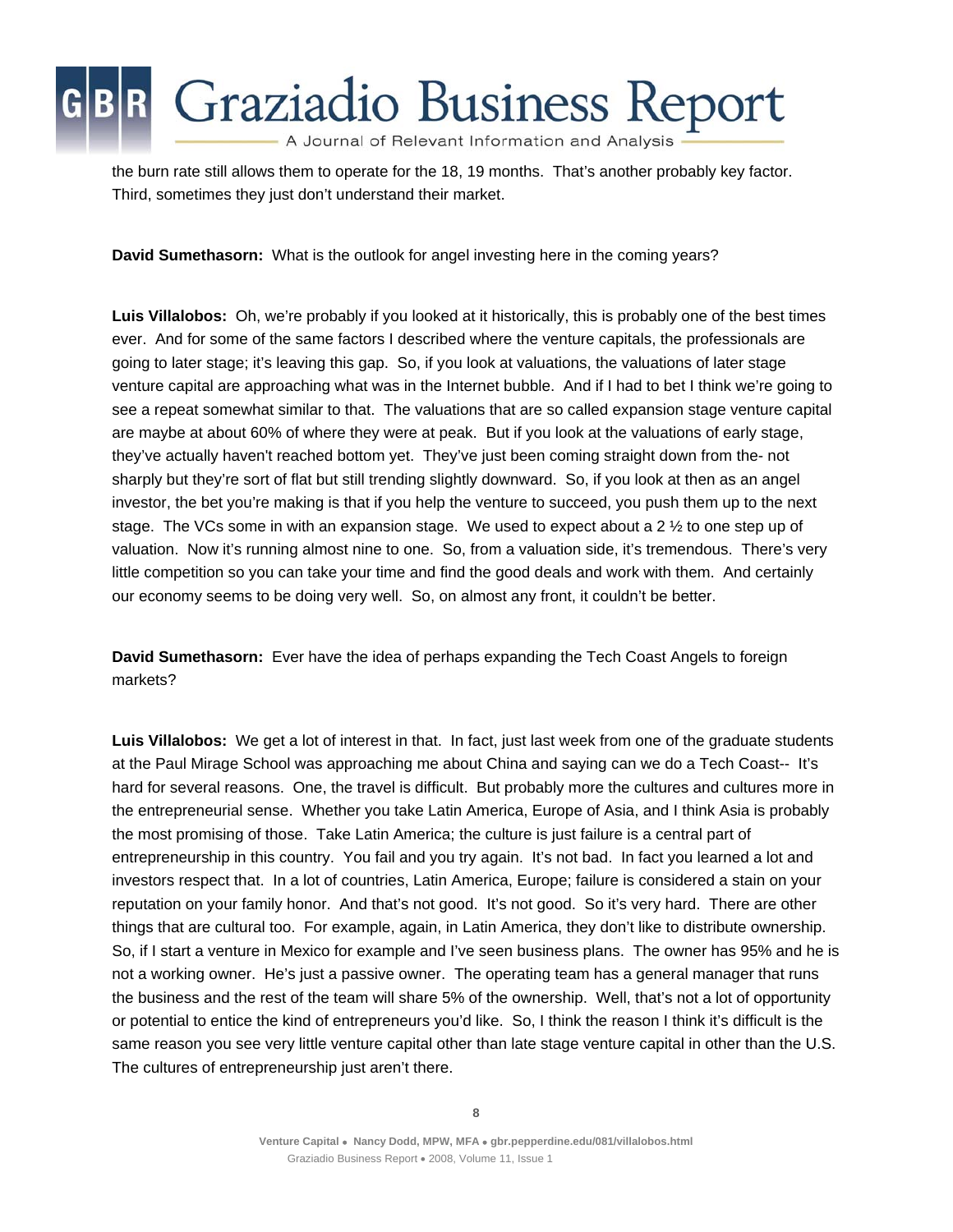the burn rate still allows them to operate for the 18, 19 months. That's another probably key factor. Third, sometimes they just don't understand their market.

**David Sumethasorn:** What is the outlook for angel investing here in the coming years?

**Luis Villalobos:** Oh, we're probably if you looked at it historically, this is probably one of the best times ever. And for some of the same factors I described where the venture capitals, the professionals are going to later stage; it's leaving this gap. So, if you look at valuations, the valuations of later stage venture capital are approaching what was in the Internet bubble. And if I had to bet I think we're going to see a repeat somewhat similar to that. The valuations that are so called expansion stage venture capital are maybe at about 60% of where they were at peak. But if you look at the valuations of early stage, they've actually haven't reached bottom yet. They've just been coming straight down from the- not sharply but they're sort of flat but still trending slightly downward. So, if you look at then as an angel investor, the bet you're making is that if you help the venture to succeed, you push them up to the next stage. The VCs some in with an expansion stage. We used to expect about a 2 ½ to one step up of valuation. Now it's running almost nine to one. So, from a valuation side, it's tremendous. There's very little competition so you can take your time and find the good deals and work with them. And certainly our economy seems to be doing very well. So, on almost any front, it couldn't be better.

**David Sumethasorn:** Ever have the idea of perhaps expanding the Tech Coast Angels to foreign markets?

**Luis Villalobos:** We get a lot of interest in that. In fact, just last week from one of the graduate students at the Paul Mirage School was approaching me about China and saying can we do a Tech Coast-- It's hard for several reasons. One, the travel is difficult. But probably more the cultures and cultures more in the entrepreneurial sense. Whether you take Latin America, Europe of Asia, and I think Asia is probably the most promising of those. Take Latin America; the culture is just failure is a central part of entrepreneurship in this country. You fail and you try again. It's not bad. In fact you learned a lot and investors respect that. In a lot of countries, Latin America, Europe; failure is considered a stain on your reputation on your family honor. And that's not good. It's not good. So it's very hard. There are other things that are cultural too. For example, again, in Latin America, they don't like to distribute ownership. So, if I start a venture in Mexico for example and I've seen business plans. The owner has 95% and he is not a working owner. He's just a passive owner. The operating team has a general manager that runs the business and the rest of the team will share 5% of the ownership. Well, that's not a lot of opportunity or potential to entice the kind of entrepreneurs you'd like. So, I think the reason I think it's difficult is the same reason you see very little venture capital other than late stage venture capital in other than the U.S. The cultures of entrepreneurship just aren't there.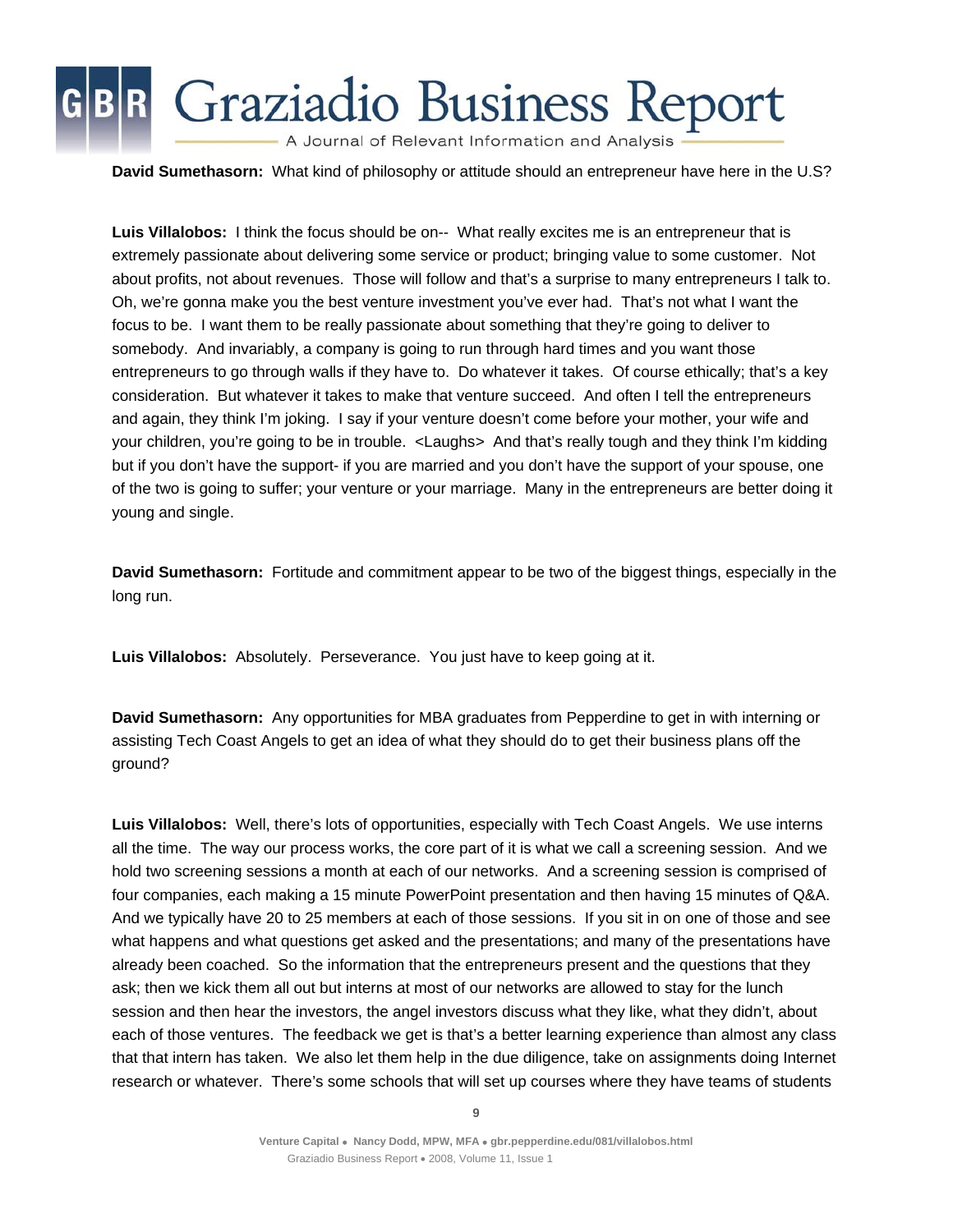**David Sumethasorn:** What kind of philosophy or attitude should an entrepreneur have here in the U.S?

**Luis Villalobos:** I think the focus should be on-- What really excites me is an entrepreneur that is extremely passionate about delivering some service or product; bringing value to some customer. Not about profits, not about revenues. Those will follow and that's a surprise to many entrepreneurs I talk to. Oh, we're gonna make you the best venture investment you've ever had. That's not what I want the focus to be. I want them to be really passionate about something that they're going to deliver to somebody. And invariably, a company is going to run through hard times and you want those entrepreneurs to go through walls if they have to. Do whatever it takes. Of course ethically; that's a key consideration. But whatever it takes to make that venture succeed. And often I tell the entrepreneurs and again, they think I'm joking. I say if your venture doesn't come before your mother, your wife and your children, you're going to be in trouble. <Laughs> And that's really tough and they think I'm kidding but if you don't have the support- if you are married and you don't have the support of your spouse, one of the two is going to suffer; your venture or your marriage. Many in the entrepreneurs are better doing it young and single.

**David Sumethasorn:** Fortitude and commitment appear to be two of the biggest things, especially in the long run.

**Luis Villalobos:** Absolutely. Perseverance. You just have to keep going at it.

**David Sumethasorn:** Any opportunities for MBA graduates from Pepperdine to get in with interning or assisting Tech Coast Angels to get an idea of what they should do to get their business plans off the ground?

**Luis Villalobos:** Well, there's lots of opportunities, especially with Tech Coast Angels. We use interns all the time. The way our process works, the core part of it is what we call a screening session. And we hold two screening sessions a month at each of our networks. And a screening session is comprised of four companies, each making a 15 minute PowerPoint presentation and then having 15 minutes of Q&A. And we typically have 20 to 25 members at each of those sessions. If you sit in on one of those and see what happens and what questions get asked and the presentations; and many of the presentations have already been coached. So the information that the entrepreneurs present and the questions that they ask; then we kick them all out but interns at most of our networks are allowed to stay for the lunch session and then hear the investors, the angel investors discuss what they like, what they didn't, about each of those ventures. The feedback we get is that's a better learning experience than almost any class that that intern has taken. We also let them help in the due diligence, take on assignments doing Internet research or whatever. There's some schools that will set up courses where they have teams of students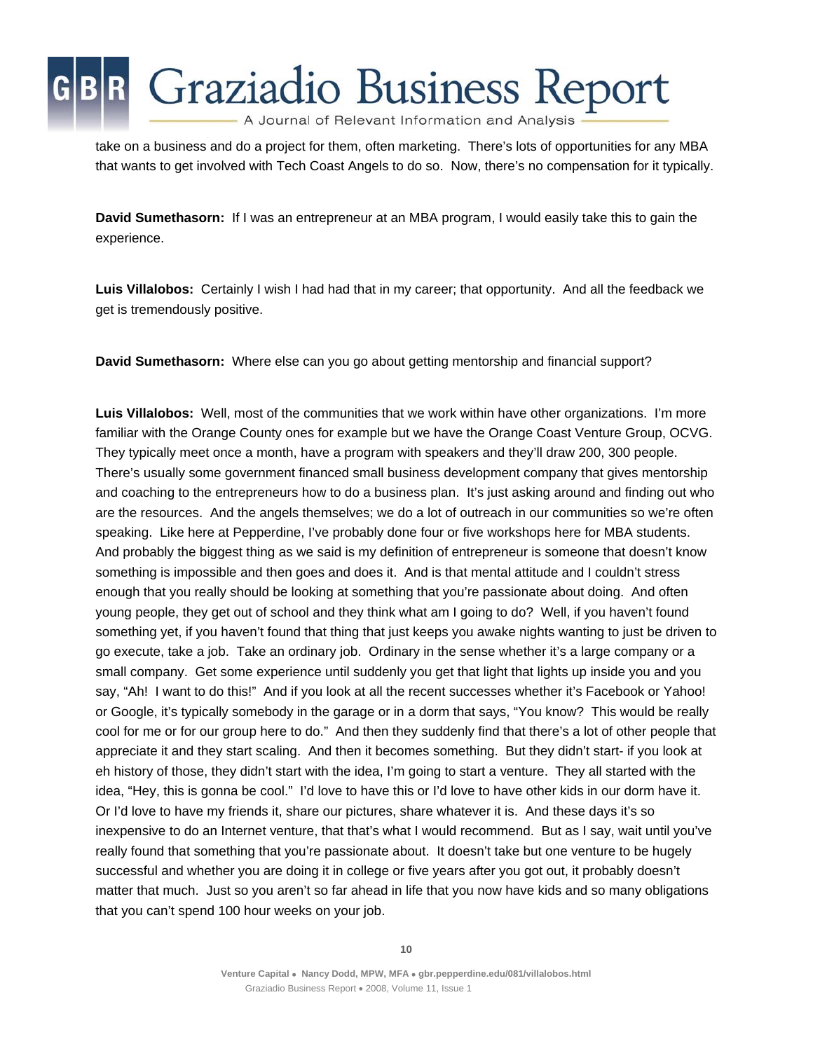take on a business and do a project for them, often marketing. There's lots of opportunities for any MBA that wants to get involved with Tech Coast Angels to do so. Now, there's no compensation for it typically.

**David Sumethasorn:** If I was an entrepreneur at an MBA program, I would easily take this to gain the experience.

**Luis Villalobos:** Certainly I wish I had had that in my career; that opportunity. And all the feedback we get is tremendously positive.

**David Sumethasorn:** Where else can you go about getting mentorship and financial support?

**Luis Villalobos:** Well, most of the communities that we work within have other organizations. I'm more familiar with the Orange County ones for example but we have the Orange Coast Venture Group, OCVG. They typically meet once a month, have a program with speakers and they'll draw 200, 300 people. There's usually some government financed small business development company that gives mentorship and coaching to the entrepreneurs how to do a business plan. It's just asking around and finding out who are the resources. And the angels themselves; we do a lot of outreach in our communities so we're often speaking. Like here at Pepperdine, I've probably done four or five workshops here for MBA students. And probably the biggest thing as we said is my definition of entrepreneur is someone that doesn't know something is impossible and then goes and does it. And is that mental attitude and I couldn't stress enough that you really should be looking at something that you're passionate about doing. And often young people, they get out of school and they think what am I going to do? Well, if you haven't found something yet, if you haven't found that thing that just keeps you awake nights wanting to just be driven to go execute, take a job. Take an ordinary job. Ordinary in the sense whether it's a large company or a small company. Get some experience until suddenly you get that light that lights up inside you and you say, "Ah! I want to do this!" And if you look at all the recent successes whether it's Facebook or Yahoo! or Google, it's typically somebody in the garage or in a dorm that says, "You know? This would be really cool for me or for our group here to do." And then they suddenly find that there's a lot of other people that appreciate it and they start scaling. And then it becomes something. But they didn't start- if you look at eh history of those, they didn't start with the idea, I'm going to start a venture. They all started with the idea, "Hey, this is gonna be cool." I'd love to have this or I'd love to have other kids in our dorm have it. Or I'd love to have my friends it, share our pictures, share whatever it is. And these days it's so inexpensive to do an Internet venture, that that's what I would recommend. But as I say, wait until you've really found that something that you're passionate about. It doesn't take but one venture to be hugely successful and whether you are doing it in college or five years after you got out, it probably doesn't matter that much. Just so you aren't so far ahead in life that you now have kids and so many obligations that you can't spend 100 hour weeks on your job.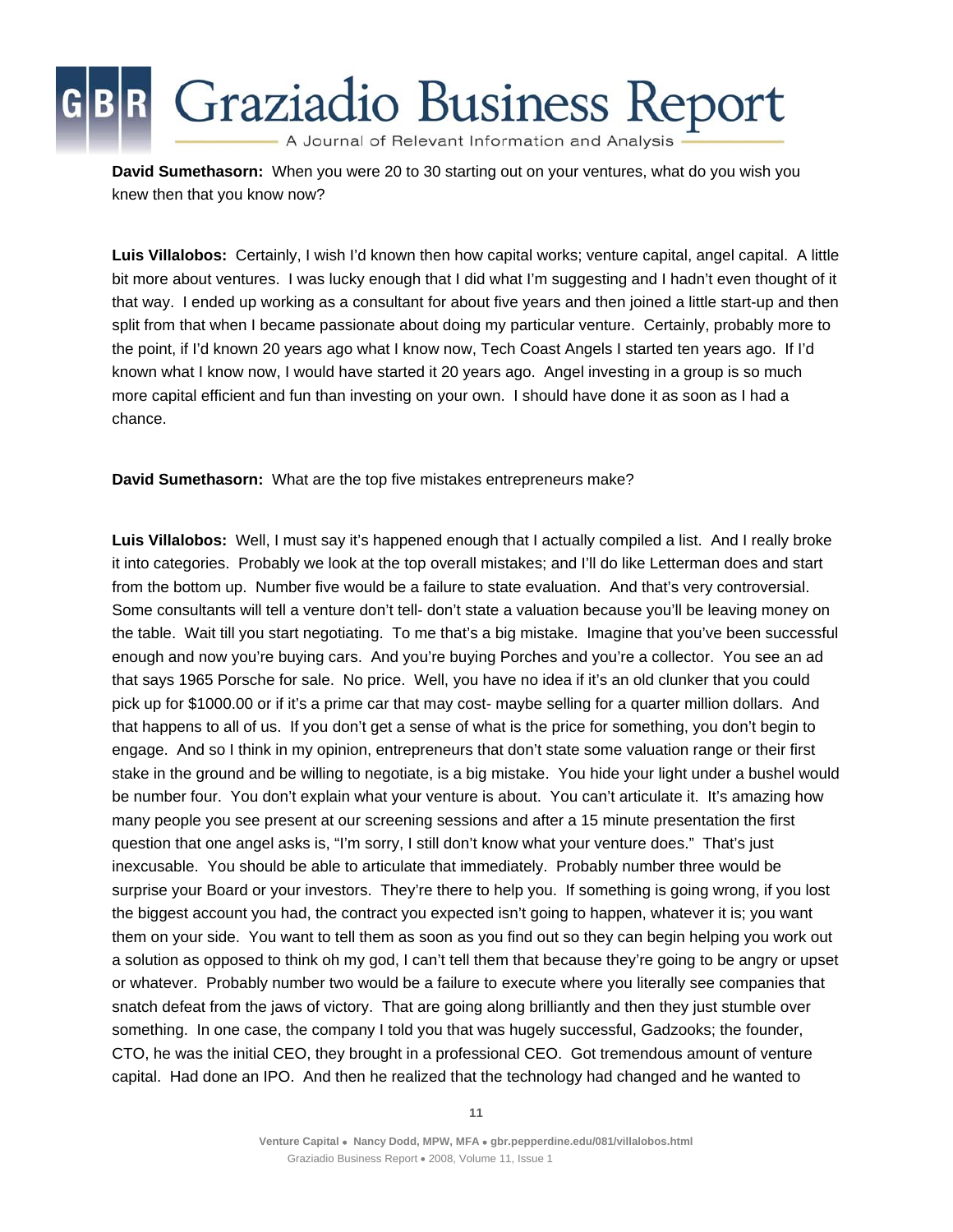**David Sumethasorn:** When you were 20 to 30 starting out on your ventures, what do you wish you knew then that you know now?

**Luis Villalobos:** Certainly, I wish I'd known then how capital works; venture capital, angel capital. A little bit more about ventures. I was lucky enough that I did what I'm suggesting and I hadn't even thought of it that way. I ended up working as a consultant for about five years and then joined a little start-up and then split from that when I became passionate about doing my particular venture. Certainly, probably more to the point, if I'd known 20 years ago what I know now, Tech Coast Angels I started ten years ago. If I'd known what I know now, I would have started it 20 years ago. Angel investing in a group is so much more capital efficient and fun than investing on your own. I should have done it as soon as I had a chance.

**David Sumethasorn:** What are the top five mistakes entrepreneurs make?

**Luis Villalobos:** Well, I must say it's happened enough that I actually compiled a list. And I really broke it into categories. Probably we look at the top overall mistakes; and I'll do like Letterman does and start from the bottom up. Number five would be a failure to state evaluation. And that's very controversial. Some consultants will tell a venture don't tell- don't state a valuation because you'll be leaving money on the table. Wait till you start negotiating. To me that's a big mistake. Imagine that you've been successful enough and now you're buying cars. And you're buying Porches and you're a collector. You see an ad that says 1965 Porsche for sale. No price. Well, you have no idea if it's an old clunker that you could pick up for $1000.00 or if it's a prime car that may cost- maybe selling for a quarter million dollars. And that happens to all of us. If you don't get a sense of what is the price for something, you don't begin to engage. And so I think in my opinion, entrepreneurs that don't state some valuation range or their first stake in the ground and be willing to negotiate, is a big mistake. You hide your light under a bushel would be number four. You don't explain what your venture is about. You can't articulate it. It's amazing how many people you see present at our screening sessions and after a 15 minute presentation the first question that one angel asks is, "I'm sorry, I still don't know what your venture does." That's just inexcusable. You should be able to articulate that immediately. Probably number three would be surprise your Board or your investors. They're there to help you. If something is going wrong, if you lost the biggest account you had, the contract you expected isn't going to happen, whatever it is; you want them on your side. You want to tell them as soon as you find out so they can begin helping you work out a solution as opposed to think oh my god, I can't tell them that because they're going to be angry or upset or whatever. Probably number two would be a failure to execute where you literally see companies that snatch defeat from the jaws of victory. That are going along brilliantly and then they just stumble over something. In one case, the company I told you that was hugely successful, Gadzooks; the founder, CTO, he was the initial CEO, they brought in a professional CEO. Got tremendous amount of venture capital. Had done an IPO. And then he realized that the technology had changed and he wanted to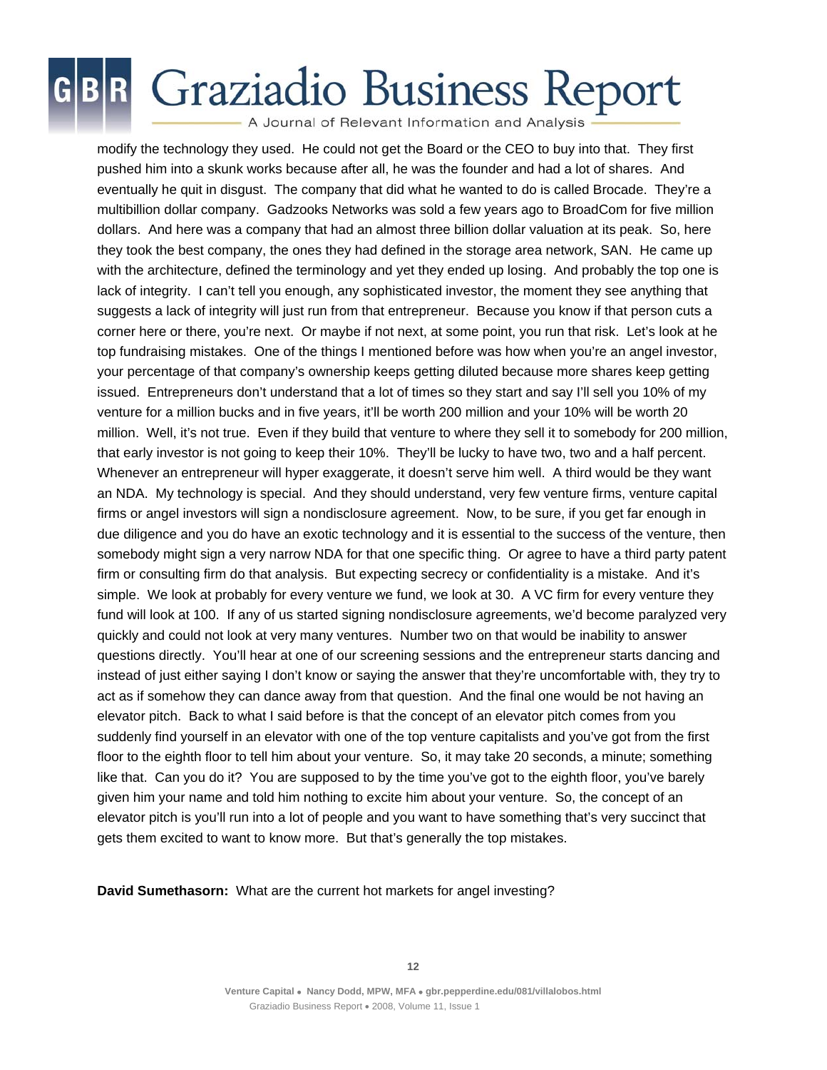modify the technology they used. He could not get the Board or the CEO to buy into that. They first pushed him into a skunk works because after all, he was the founder and had a lot of shares. And eventually he quit in disgust. The company that did what he wanted to do is called Brocade. They're a multibillion dollar company. Gadzooks Networks was sold a few years ago to BroadCom for five million dollars. And here was a company that had an almost three billion dollar valuation at its peak. So, here they took the best company, the ones they had defined in the storage area network, SAN. He came up with the architecture, defined the terminology and yet they ended up losing. And probably the top one is lack of integrity. I can't tell you enough, any sophisticated investor, the moment they see anything that suggests a lack of integrity will just run from that entrepreneur. Because you know if that person cuts a corner here or there, you're next. Or maybe if not next, at some point, you run that risk. Let's look at he top fundraising mistakes. One of the things I mentioned before was how when you're an angel investor, your percentage of that company's ownership keeps getting diluted because more shares keep getting issued. Entrepreneurs don't understand that a lot of times so they start and say I'll sell you 10% of my venture for a million bucks and in five years, it'll be worth 200 million and your 10% will be worth 20 million. Well, it's not true. Even if they build that venture to where they sell it to somebody for 200 million, that early investor is not going to keep their 10%. They'll be lucky to have two, two and a half percent. Whenever an entrepreneur will hyper exaggerate, it doesn't serve him well. A third would be they want an NDA. My technology is special. And they should understand, very few venture firms, venture capital firms or angel investors will sign a nondisclosure agreement. Now, to be sure, if you get far enough in due diligence and you do have an exotic technology and it is essential to the success of the venture, then somebody might sign a very narrow NDA for that one specific thing. Or agree to have a third party patent firm or consulting firm do that analysis. But expecting secrecy or confidentiality is a mistake. And it's simple. We look at probably for every venture we fund, we look at 30. A VC firm for every venture they fund will look at 100. If any of us started signing nondisclosure agreements, we'd become paralyzed very quickly and could not look at very many ventures. Number two on that would be inability to answer questions directly. You'll hear at one of our screening sessions and the entrepreneur starts dancing and instead of just either saying I don't know or saying the answer that they're uncomfortable with, they try to act as if somehow they can dance away from that question. And the final one would be not having an elevator pitch. Back to what I said before is that the concept of an elevator pitch comes from you suddenly find yourself in an elevator with one of the top venture capitalists and you've got from the first floor to the eighth floor to tell him about your venture. So, it may take 20 seconds, a minute; something like that. Can you do it? You are supposed to by the time you've got to the eighth floor, you've barely given him your name and told him nothing to excite him about your venture. So, the concept of an elevator pitch is you'll run into a lot of people and you want to have something that's very succinct that gets them excited to want to know more. But that's generally the top mistakes.

**David Sumethasorn:** What are the current hot markets for angel investing?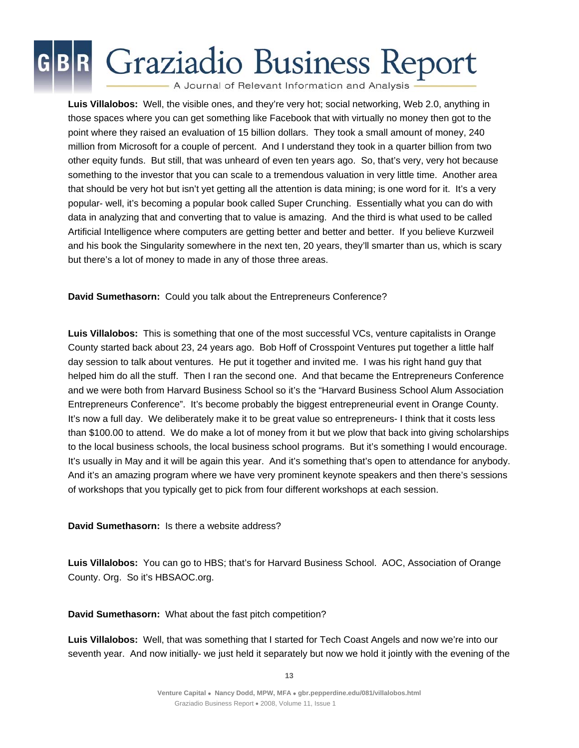**Luis Villalobos:** Well, the visible ones, and they're very hot; social networking, Web 2.0, anything in those spaces where you can get something like Facebook that with virtually no money then got to the point where they raised an evaluation of 15 billion dollars. They took a small amount of money, 240 million from Microsoft for a couple of percent. And I understand they took in a quarter billion from two other equity funds. But still, that was unheard of even ten years ago. So, that's very, very hot because something to the investor that you can scale to a tremendous valuation in very little time. Another area that should be very hot but isn't yet getting all the attention is data mining; is one word for it. It's a very popular- well, it's becoming a popular book called Super Crunching. Essentially what you can do with data in analyzing that and converting that to value is amazing. And the third is what used to be called Artificial Intelligence where computers are getting better and better and better. If you believe Kurzweil and his book the Singularity somewhere in the next ten, 20 years, they'll smarter than us, which is scary but there's a lot of money to made in any of those three areas.

**David Sumethasorn:** Could you talk about the Entrepreneurs Conference?

**Luis Villalobos:** This is something that one of the most successful VCs, venture capitalists in Orange County started back about 23, 24 years ago. Bob Hoff of Crosspoint Ventures put together a little half day session to talk about ventures. He put it together and invited me. I was his right hand guy that helped him do all the stuff. Then I ran the second one. And that became the Entrepreneurs Conference and we were both from Harvard Business School so it's the "Harvard Business School Alum Association Entrepreneurs Conference". It's become probably the biggest entrepreneurial event in Orange County. It's now a full day. We deliberately make it to be great value so entrepreneurs- I think that it costs less than $100.00 to attend. We do make a lot of money from it but we plow that back into giving scholarships to the local business schools, the local business school programs. But it's something I would encourage. It's usually in May and it will be again this year. And it's something that's open to attendance for anybody. And it's an amazing program where we have very prominent keynote speakers and then there's sessions of workshops that you typically get to pick from four different workshops at each session.

**David Sumethasorn:** Is there a website address?

**Luis Villalobos:** You can go to HBS; that's for Harvard Business School. AOC, Association of Orange County. Org. So it's HBSAOC.org.

**David Sumethasorn:** What about the fast pitch competition?

**Luis Villalobos:** Well, that was something that I started for Tech Coast Angels and now we're into our seventh year. And now initially- we just held it separately but now we hold it jointly with the evening of the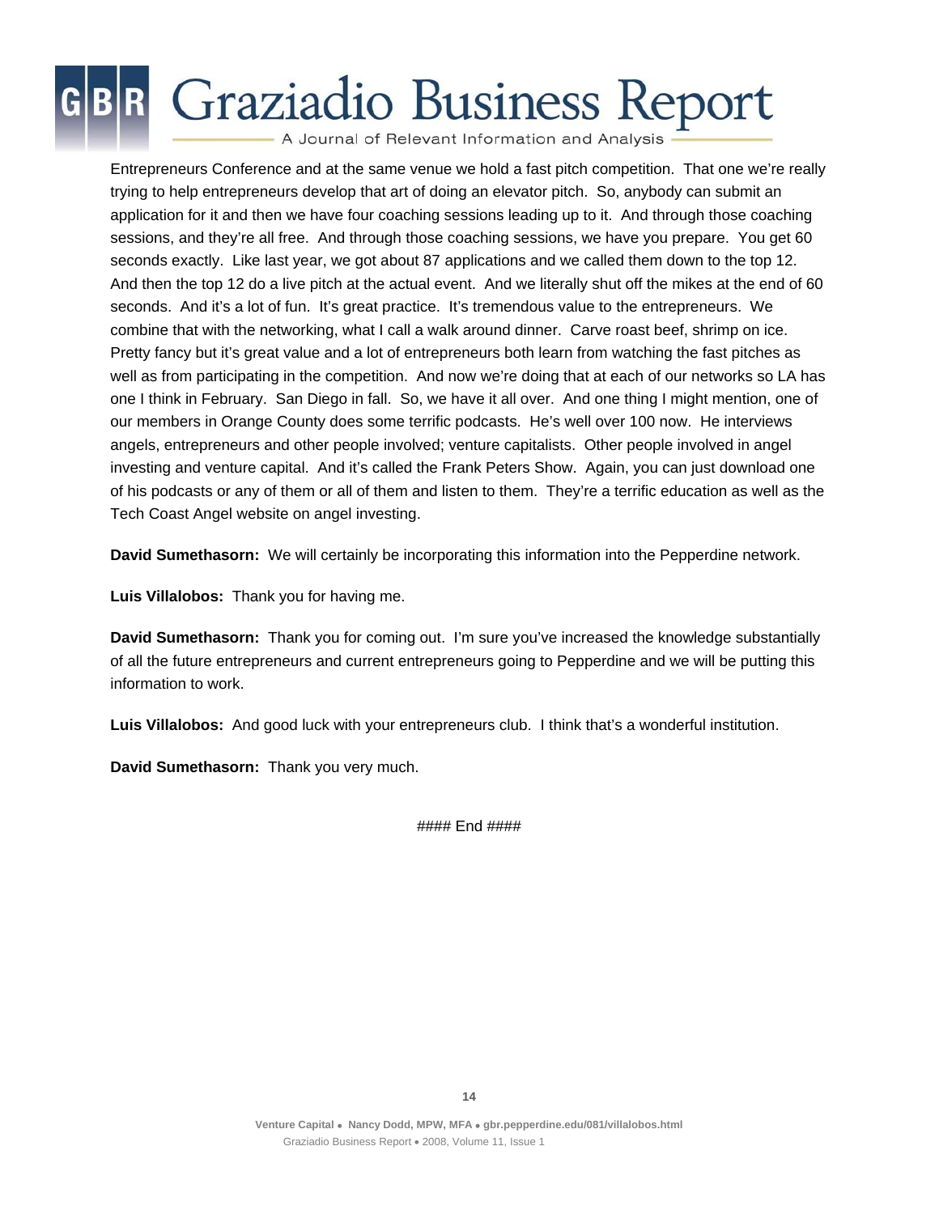Entrepreneurs Conference and at the same venue we hold a fast pitch competition. That one we're really trying to help entrepreneurs develop that art of doing an elevator pitch. So, anybody can submit an application for it and then we have four coaching sessions leading up to it. And through those coaching sessions, and they're all free. And through those coaching sessions, we have you prepare. You get 60 seconds exactly. Like last year, we got about 87 applications and we called them down to the top 12. And then the top 12 do a live pitch at the actual event. And we literally shut off the mikes at the end of 60 seconds. And it's a lot of fun. It's great practice. It's tremendous value to the entrepreneurs. We combine that with the networking, what I call a walk around dinner. Carve roast beef, shrimp on ice. Pretty fancy but it's great value and a lot of entrepreneurs both learn from watching the fast pitches as well as from participating in the competition. And now we're doing that at each of our networks so LA has one I think in February. San Diego in fall. So, we have it all over. And one thing I might mention, one of our members in Orange County does some terrific podcasts. He's well over 100 now. He interviews angels, entrepreneurs and other people involved; venture capitalists. Other people involved in angel investing and venture capital. And it's called the Frank Peters Show. Again, you can just download one of his podcasts or any of them or all of them and listen to them. They're a terrific education as well as the Tech Coast Angel website on angel investing.

**David Sumethasorn:** We will certainly be incorporating this information into the Pepperdine network.

**Luis Villalobos:** Thank you for having me.

**David Sumethasorn:** Thank you for coming out. I'm sure you've increased the knowledge substantially of all the future entrepreneurs and current entrepreneurs going to Pepperdine and we will be putting this information to work.

**Luis Villalobos:** And good luck with your entrepreneurs club. I think that's a wonderful institution.

**David Sumethasorn:** Thank you very much.

#### End ####